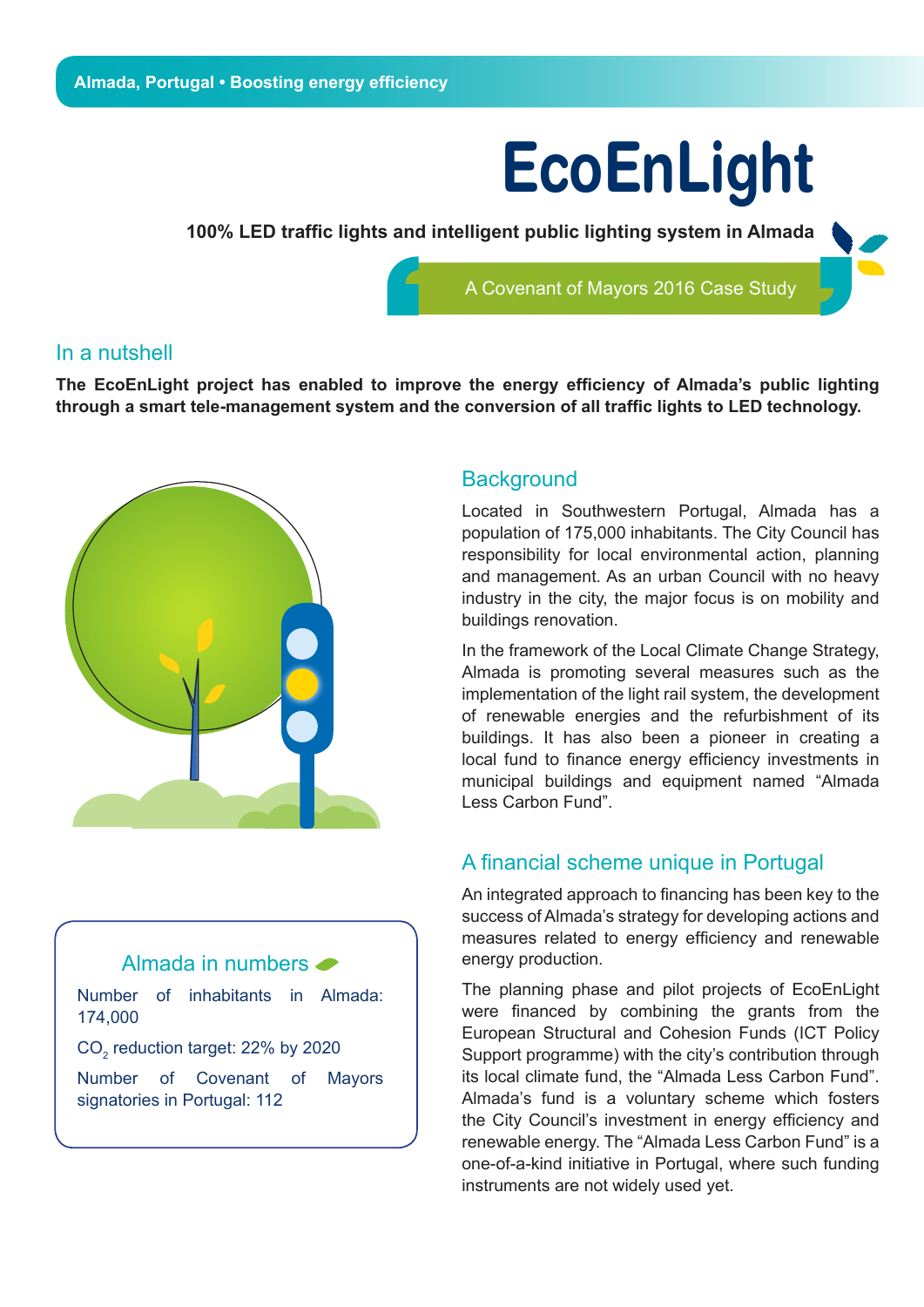Almada, Portugal • Boosting energy efficiency

# EcoEnLight

**100% LED traffic lights and intelligent public lighting system in Almada**

A Covenant of Mayors 2016 Case Study

## In a nutshell

**The EcoEnLight project has enabled to improve the energy efficiency of Almada's public lighting through a smart tele-management system and the conversion of all traffic lights to LED technology.**

## Background

Located in Southwestern Portugal, Almada has a population of 175,000 inhabitants. The City Council has responsibility for local environmental action, planning and management. As an urban Council with no heavy industry in the city, the major focus is on mobility and buildings renovation.

In the framework of the Local Climate Change Strategy, Almada is promoting several measures such as the implementation of the light rail system, the development of renewable energies and the refurbishment of its buildings. It has also been a pioneer in creating a local fund to finance energy efficiency investments in municipal buildings and equipment named "Almada Less Carbon Fund".

## A financial scheme unique in Portugal

An integrated approach to financing has been key to the success of Almada's strategy for developing actions and measures related to energy efficiency and renewable energy production.

The planning phase and pilot projects of EcoEnLight were financed by combining the grants from the European Structural and Cohesion Funds (ICT Policy Support programme) with the city's contribution through its local climate fund, the "Almada Less Carbon Fund". Almada's fund is a voluntary scheme which fosters the City Council's investment in energy efficiency and renewable energy. The "Almada Less Carbon Fund" is a one-of-a-kind initiative in Portugal, where such funding instruments are not widely used yet.

### Almada in numbers

Number of inhabitants in Almada: 174,000

$CO_2$ reduction target: 22% by 2020

Number of Covenant of Mayors signatories in Portugal: 112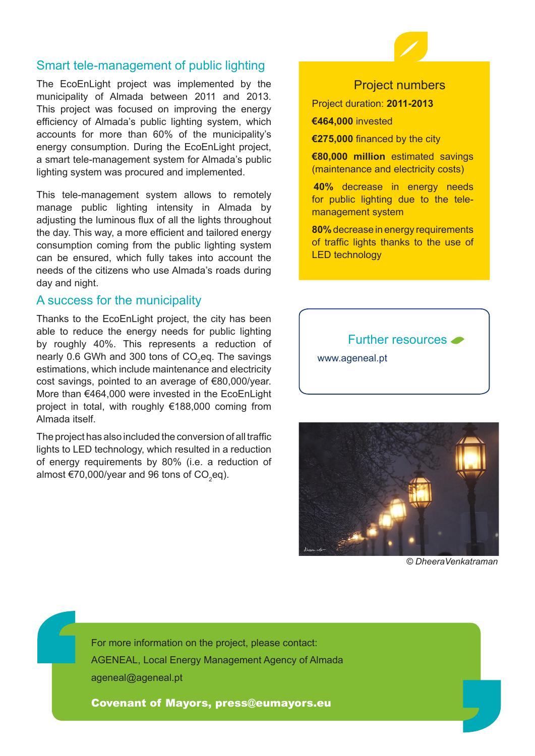## Smart tele-management of public lighting

The EcoEnLight project was implemented by the municipality of Almada between 2011 and 2013. This project was focused on improving the energy efficiency of Almada's public lighting system, which accounts for more than 60% of the municipality's energy consumption. During the EcoEnLight project, a smart tele-management system for Almada's public lighting system was procured and implemented.

This tele-management system allows to remotely manage public lighting intensity in Almada by adjusting the luminous flux of all the lights throughout the day. This way, a more efficient and tailored energy consumption coming from the public lighting system can be ensured, which fully takes into account the needs of the citizens who use Almada's roads during day and night.

## A success for the municipality

Thanks to the EcoEnLight project, the city has been able to reduce the energy needs for public lighting by roughly 40%. This represents a reduction of nearly 0.6 GWh and 300 tons of $CO_2$eq. The savings estimations, which include maintenance and electricity cost savings, pointed to an average of €80,000/year. More than €464,000 were invested in the EcoEnLight project in total, with roughly €188,000 coming from Almada itself.

The project has also included the conversion of all traffic lights to LED technology, which resulted in a reduction of energy requirements by 80% (i.e. a reduction of almost €70,000/year and 96 tons of $CO_2$eq).

### Project numbers

Project duration: **2011-2013**

**€464,000** invested

**€275,000** financed by the city

**€80,000 million** estimated savings (maintenance and electricity costs)

**40%** decrease in energy needs for public lighting due to the tele-management system

**80%** decrease in energy requirements of traffic lights thanks to the use of LED technology

### Further resources

www.ageneal.pt

© DheeraVenkatraman

For more information on the project, please contact:

AGENEAL, Local Energy Management Agency of Almada

ageneal@ageneal.pt

**Covenant of Mayors, press@eumayors.eu**